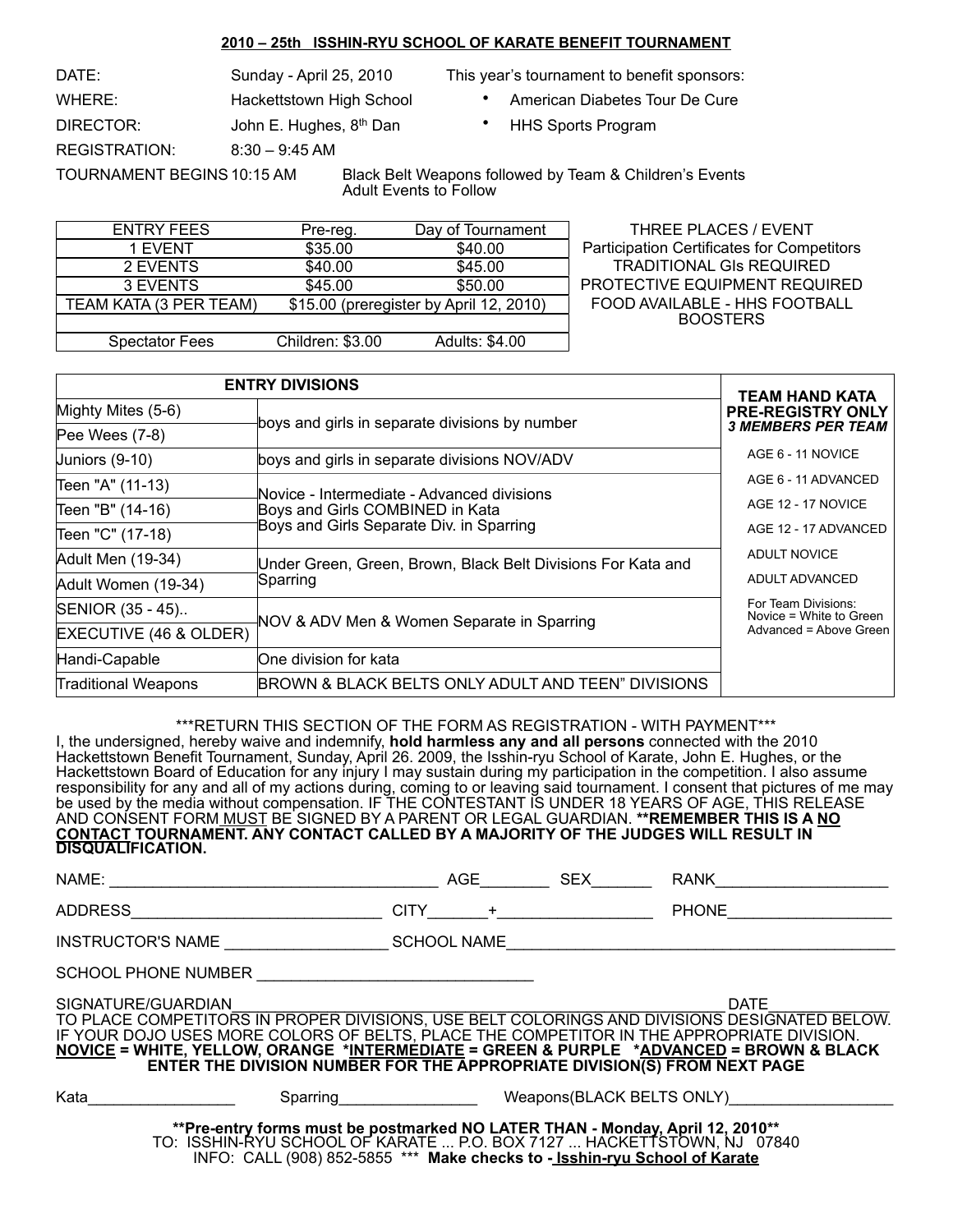## 2010 – 25th ISSHIN-RYU SCHOOL OF KARATE BENEFIT TOURNAMENT

DATE: Sunday - April 25, 2010

WHERE: Hackettstown High School

DIRECTOR: John E. Hughes, 8th Dan

REGISTRATION: 8:30 – 9:45 AM

TOURNAMENT BEGINS 10:15 AM — Black Belt Weapons followed by Team & Children's Events Adult Events to Follow

This year's tournament to benefit sponsors:

- American Diabetes Tour De Cure
- HHS Sports Program

| ENTRY FEES | Pre-reg. | Day of Tournament |
|---|---|---|
| 1 EVENT | $35.00 | $40.00 |
| 2 EVENTS | $40.00 | $45.00 |
| 3 EVENTS | $45.00 | $50.00 |
| TEAM KATA (3 PER TEAM) | $15.00 (preregister by April 12, 2010) | |
| | | |
| Spectator Fees | Children: $3.00 | Adults: $4.00 |

THREE PLACES / EVENT
Participation Certificates for Competitors
TRADITIONAL GIs REQUIRED
PROTECTIVE EQUIPMENT REQUIRED
FOOD AVAILABLE - HHS FOOTBALL BOOSTERS

| ENTRY DIVISIONS | |
|---|---|
| Mighty Mites (5-6) | boys and girls in separate divisions by number |
| Pee Wees (7-8) | |
| Juniors (9-10) | boys and girls in separate divisions NOV/ADV |
| Teen "A" (11-13) | Novice - Intermediate - Advanced divisions Boys and Girls COMBINED in Kata Boys and Girls Separate Div. in Sparring |
| Teen "B" (14-16) | |
| Teen "C" (17-18) | |
| Adult Men (19-34) | Under Green, Green, Brown, Black Belt Divisions For Kata and Sparring |
| Adult Women (19-34) | |
| SENIOR (35 - 45).. | NOV & ADV Men & Women Separate in Sparring |
| EXECUTIVE (46 & OLDER) | |
| Handi-Capable | One division for kata |
| Traditional Weapons | BROWN & BLACK BELTS ONLY ADULT AND TEEN" DIVISIONS |

**TEAM HAND KATA PRE-REGISTRY ONLY**
***3 MEMBERS PER TEAM***

- AGE 6 - 11 NOVICE
- AGE 6 - 11 ADVANCED
- AGE 12 - 17 NOVICE
- AGE 12 - 17 ADVANCED
- ADULT NOVICE
- ADULT ADVANCED

For Team Divisions:
Novice = White to Green
Advanced = Above Green

***RETURN THIS SECTION OF THE FORM AS REGISTRATION - WITH PAYMENT***

I, the undersigned, hereby waive and indemnify, **hold harmless any and all persons** connected with the 2010 Hackettstown Benefit Tournament, Sunday, April 26. 2009, the Isshin-ryu School of Karate, John E. Hughes, or the Hackettstown Board of Education for any injury I may sustain during my participation in the competition. I also assume responsibility for any and all of my actions during, coming to or leaving said tournament. I consent that pictures of me may be used by the media without compensation. IF THE CONTESTANT IS UNDER 18 YEARS OF AGE, THIS RELEASE AND CONSENT FORM MUST BE SIGNED BY A PARENT OR LEGAL GUARDIAN. **\*\*REMEMBER THIS IS A NO CONTACT TOURNAMENT. ANY CONTACT CALLED BY A MAJORITY OF THE JUDGES WILL RESULT IN DISQUALIFICATION.**

NAME: ______________________________________ AGE________ SEX_______ RANK____________________

ADDRESS_____________________________ CITY_______+__________________ PHONE___________________

INSTRUCTOR'S NAME ___________________ SCHOOL NAME_____________________________________________

SCHOOL PHONE NUMBER ________________________________

SIGNATURE/GUARDIAN____________________________________________________________ DATE____________

TO PLACE COMPETITORS IN PROPER DIVISIONS, USE BELT COLORINGS AND DIVISIONS DESIGNATED BELOW. IF YOUR DOJO USES MORE COLORS OF BELTS, PLACE THE COMPETITOR IN THE APPROPRIATE DIVISION.
**NOVICE = WHITE, YELLOW, ORANGE \*INTERMEDIATE = GREEN & PURPLE \*ADVANCED = BROWN & BLACK**
**ENTER THE DIVISION NUMBER FOR THE APPROPRIATE DIVISION(S) FROM NEXT PAGE**

Kata_________________ Sparring________________ Weapons(BLACK BELTS ONLY)___________________

**\*\*Pre-entry forms must be postmarked NO LATER THAN - Monday, April 12, 2010\*\***
TO: ISSHIN-RYU SCHOOL OF KARATE ... P.O. BOX 7127 ... HACKETTSTOWN, NJ 07840
INFO: CALL (908) 852-5855 \*\*\* **Make checks to - Isshin-ryu School of Karate**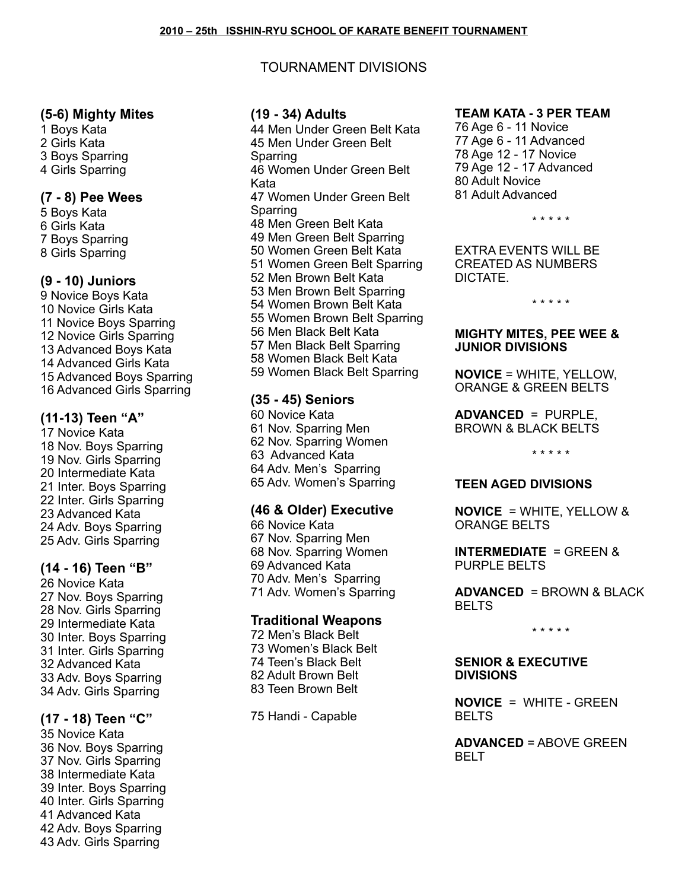**2010 – 25th ISSHIN-RYU SCHOOL OF KARATE BENEFIT TOURNAMENT**

TOURNAMENT DIVISIONS

### (5-6) Mighty Mites
1 Boys Kata
2 Girls Kata
3 Boys Sparring
4 Girls Sparring

### (7 - 8) Pee Wees
5 Boys Kata
6 Girls Kata
7 Boys Sparring
8 Girls Sparring

### (9 - 10) Juniors
9 Novice Boys Kata
10 Novice Girls Kata
11 Novice Boys Sparring
12 Novice Girls Sparring
13 Advanced Boys Kata
14 Advanced Girls Kata
15 Advanced Boys Sparring
16 Advanced Girls Sparring

### (11-13) Teen "A"
17 Novice Kata
18 Nov. Boys Sparring
19 Nov. Girls Sparring
20 Intermediate Kata
21 Inter. Boys Sparring
22 Inter. Girls Sparring
23 Advanced Kata
24 Adv. Boys Sparring
25 Adv. Girls Sparring

### (14 - 16) Teen "B"
26 Novice Kata
27 Nov. Boys Sparring
28 Nov. Girls Sparring
29 Intermediate Kata
30 Inter. Boys Sparring
31 Inter. Girls Sparring
32 Advanced Kata
33 Adv. Boys Sparring
34 Adv. Girls Sparring

### (17 - 18) Teen "C"
35 Novice Kata
36 Nov. Boys Sparring
37 Nov. Girls Sparring
38 Intermediate Kata
39 Inter. Boys Sparring
40 Inter. Girls Sparring
41 Advanced Kata
42 Adv. Boys Sparring
43 Adv. Girls Sparring

### (19 - 34) Adults
44 Men Under Green Belt Kata
45 Men Under Green Belt Sparring
46 Women Under Green Belt Kata
47 Women Under Green Belt Sparring
48 Men Green Belt Kata
49 Men Green Belt Sparring
50 Women Green Belt Kata
51 Women Green Belt Sparring
52 Men Brown Belt Kata
53 Men Brown Belt Sparring
54 Women Brown Belt Kata
55 Women Brown Belt Sparring
56 Men Black Belt Kata
57 Men Black Belt Sparring
58 Women Black Belt Kata
59 Women Black Belt Sparring

### (35 - 45) Seniors
60 Novice Kata
61 Nov. Sparring Men
62 Nov. Sparring Women
63 Advanced Kata
64 Adv. Men's Sparring
65 Adv. Women's Sparring

### (46 & Older) Executive
66 Novice Kata
67 Nov. Sparring Men
68 Nov. Sparring Women
69 Advanced Kata
70 Adv. Men's Sparring
71 Adv. Women's Sparring

### Traditional Weapons
72 Men's Black Belt
73 Women's Black Belt
74 Teen's Black Belt
82 Adult Brown Belt
83 Teen Brown Belt

75 Handi - Capable

**TEAM KATA - 3 PER TEAM**
76 Age 6 - 11 Novice
77 Age 6 - 11 Advanced
78 Age 12 - 17 Novice
79 Age 12 - 17 Advanced
80 Adult Novice
81 Adult Advanced

* * * * *

EXTRA EVENTS WILL BE CREATED AS NUMBERS DICTATE.

* * * * *

**MIGHTY MITES, PEE WEE & JUNIOR DIVISIONS**

**NOVICE** = WHITE, YELLOW, ORANGE & GREEN BELTS

**ADVANCED** = PURPLE, BROWN & BLACK BELTS

* * * * *

**TEEN AGED DIVISIONS**

**NOVICE** = WHITE, YELLOW & ORANGE BELTS

**INTERMEDIATE** = GREEN & PURPLE BELTS

**ADVANCED** = BROWN & BLACK BELTS

* * * * *

**SENIOR & EXECUTIVE DIVISIONS**

**NOVICE** = WHITE - GREEN BELTS

**ADVANCED** = ABOVE GREEN BELT